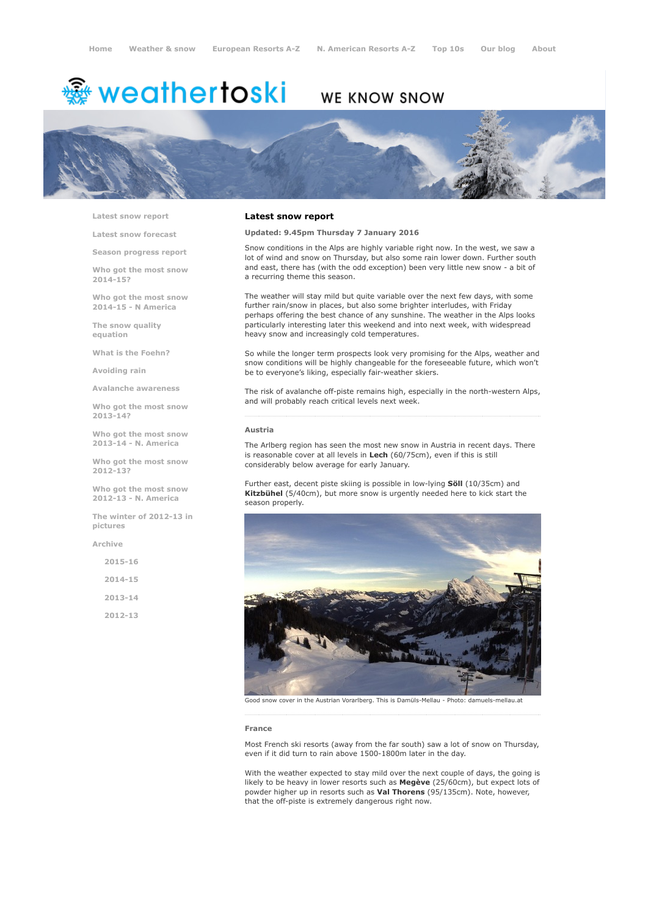Home   Weather & snow   European Resorts A-Z   N. American Resorts A-Z   Top 10s   Our blog   About

weathertoski — WE KNOW SNOW

- Latest snow report
- Latest snow forecast
- Season progress report
- Who got the most snow 2014-15?
- Who got the most snow 2014-15 - N America
- The snow quality equation
- What is the Foehn?
- Avoiding rain
- Avalanche awareness
- Who got the most snow 2013-14?
- Who got the most snow 2013-14 - N. America
- Who got the most snow 2012-13?
- Who got the most snow 2012-13 - N. America
- The winter of 2012-13 in pictures
- Archive
  - 2015-16
  - 2014-15
  - 2013-14
  - 2012-13

## Latest snow report

**Updated: 9.45pm Thursday 7 January 2016**

Snow conditions in the Alps are highly variable right now. In the west, we saw a lot of wind and snow on Thursday, but also some rain lower down. Further south and east, there has (with the odd exception) been very little new snow - a bit of a recurring theme this season.

The weather will stay mild but quite variable over the next few days, with some further rain/snow in places, but also some brighter interludes, with Friday perhaps offering the best chance of any sunshine. The weather in the Alps looks particularly interesting later this weekend and into next week, with widespread heavy snow and increasingly cold temperatures.

So while the longer term prospects look very promising for the Alps, weather and snow conditions will be highly changeable for the foreseeable future, which won't be to everyone's liking, especially fair-weather skiers.

The risk of avalanche off-piste remains high, especially in the north-western Alps, and will probably reach critical levels next week.

### Austria

The Arlberg region has seen the most new snow in Austria in recent days. There is reasonable cover at all levels in **Lech** (60/75cm), even if this is still considerably below average for early January.

Further east, decent piste skiing is possible in low-lying **Söll** (10/35cm) and **Kitzbühel** (5/40cm), but more snow is urgently needed here to kick start the season properly.

Good snow cover in the Austrian Vorarlberg. This is Damüls-Mellau - Photo: damuels-mellau.at

### France

Most French ski resorts (away from the far south) saw a lot of snow on Thursday, even if it did turn to rain above 1500-1800m later in the day.

With the weather expected to stay mild over the next couple of days, the going is likely to be heavy in lower resorts such as **Megève** (25/60cm), but expect lots of powder higher up in resorts such as **Val Thorens** (95/135cm). Note, however, that the off-piste is extremely dangerous right now.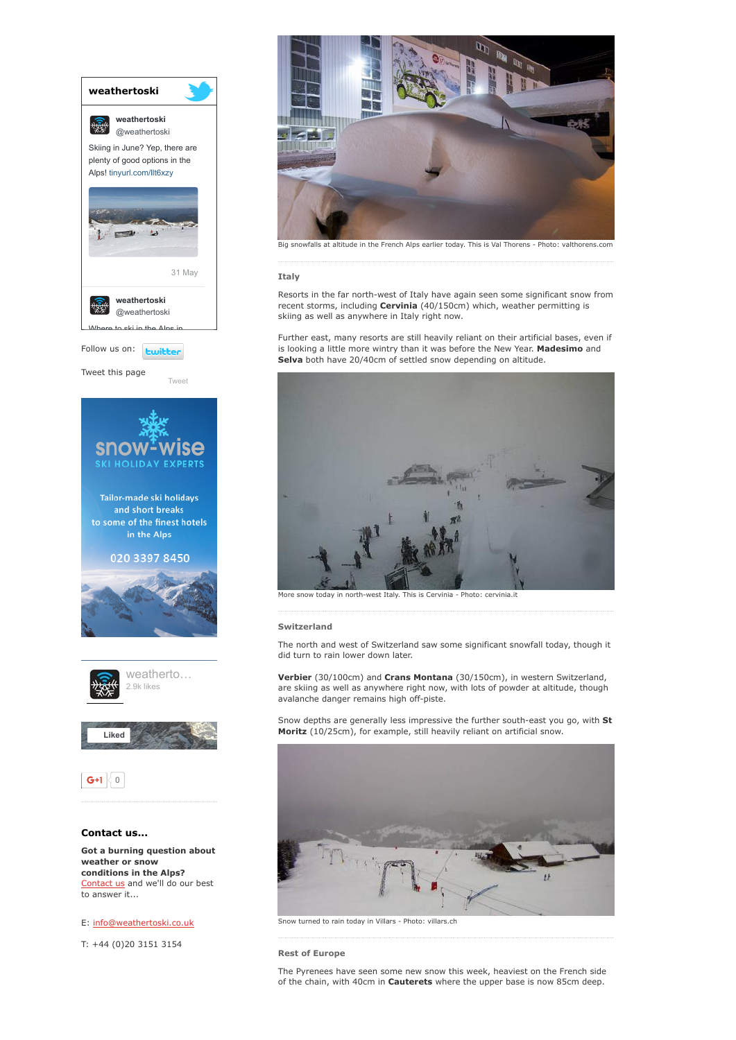weathertoski

weathertoski
@weathertoski

Skiing in June? Yep, there are plenty of good options in the Alps! tinyurl.com/llt6xzy

31 May

weathertoski
@weathertoski

Follow us on:

Tweet this page

Tweet

snow-wise
SKI HOLIDAY EXPERTS

Tailor-made ski holidays and short breaks to some of the finest hotels in the Alps

020 3397 8450

weatherto…
2.9k likes

Liked

G+1 0

### Contact us...

**Got a burning question about weather or snow conditions in the Alps?** Contact us and we'll do our best to answer it...

E: info@weathertoski.co.uk

T: +44 (0)20 3151 3154

Big snowfalls at altitude in the French Alps earlier today. This is Val Thorens - Photo: valthorens.com

### Italy

Resorts in the far north-west of Italy have again seen some significant snow from recent storms, including **Cervinia** (40/150cm) which, weather permitting is skiing as well as anywhere in Italy right now.

Further east, many resorts are still heavily reliant on their artificial bases, even if is looking a little more wintry than it was before the New Year. **Madesimo** and **Selva** both have 20/40cm of settled snow depending on altitude.

More snow today in north-west Italy. This is Cervinia - Photo: cervinia.it

### Switzerland

The north and west of Switzerland saw some significant snowfall today, though it did turn to rain lower down later.

**Verbier** (30/100cm) and **Crans Montana** (30/150cm), in western Switzerland, are skiing as well as anywhere right now, with lots of powder at altitude, though avalanche danger remains high off-piste.

Snow depths are generally less impressive the further south-east you go, with **St Moritz** (10/25cm), for example, still heavily reliant on artificial snow.

Snow turned to rain today in Villars - Photo: villars.ch

### Rest of Europe

The Pyrenees have seen some new snow this week, heaviest on the French side of the chain, with 40cm in **Cauterets** where the upper base is now 85cm deep.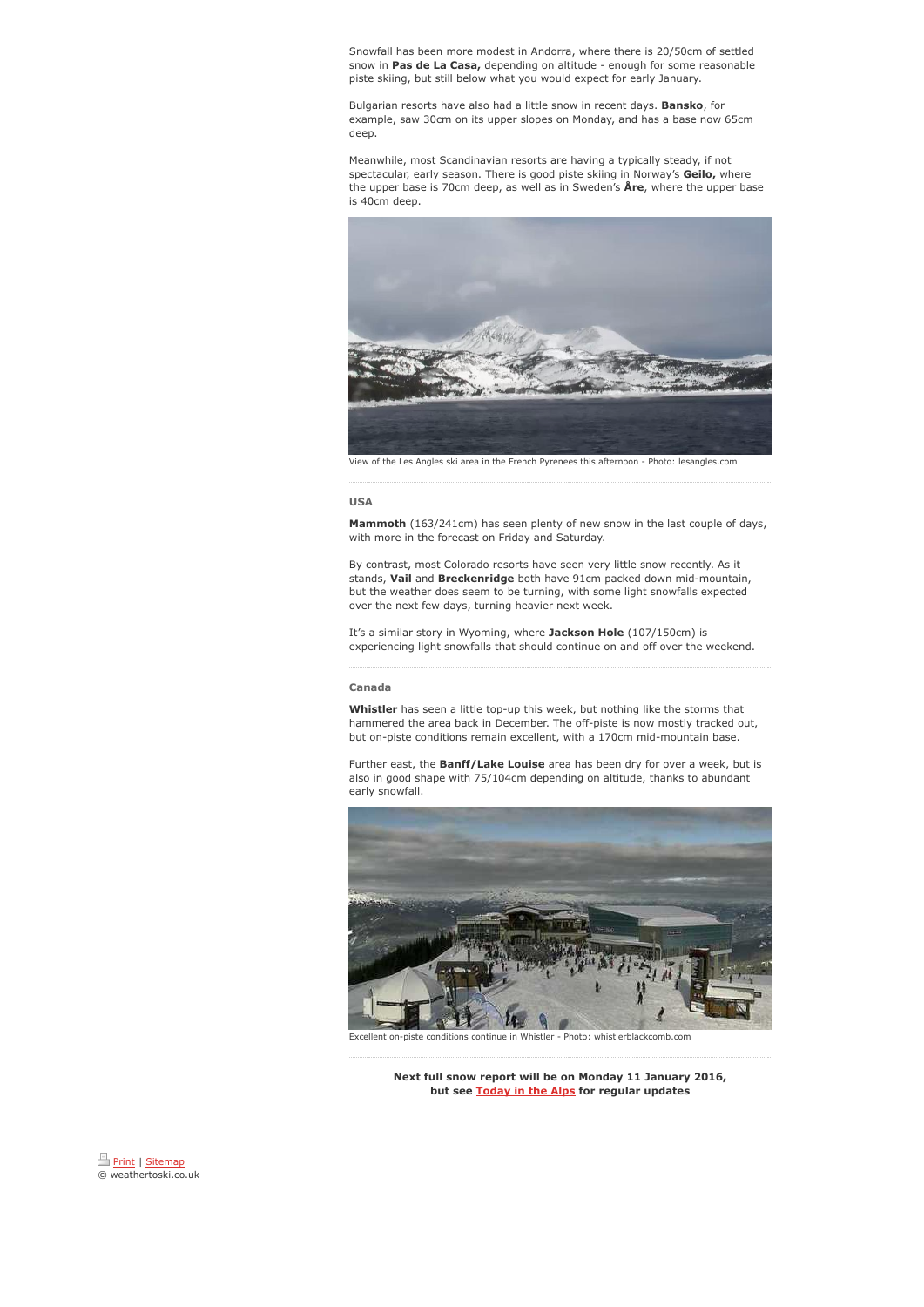Snowfall has been more modest in Andorra, where there is 20/50cm of settled snow in **Pas de La Casa,** depending on altitude - enough for some reasonable piste skiing, but still below what you would expect for early January.

Bulgarian resorts have also had a little snow in recent days. **Bansko**, for example, saw 30cm on its upper slopes on Monday, and has a base now 65cm deep.

Meanwhile, most Scandinavian resorts are having a typically steady, if not spectacular, early season. There is good piste skiing in Norway's **Geilo,** where the upper base is 70cm deep, as well as in Sweden's **Åre**, where the upper base is 40cm deep.

View of the Les Angles ski area in the French Pyrenees this afternoon - Photo: lesangles.com

### USA

**Mammoth** (163/241cm) has seen plenty of new snow in the last couple of days, with more in the forecast on Friday and Saturday.

By contrast, most Colorado resorts have seen very little snow recently. As it stands, **Vail** and **Breckenridge** both have 91cm packed down mid-mountain, but the weather does seem to be turning, with some light snowfalls expected over the next few days, turning heavier next week.

It's a similar story in Wyoming, where **Jackson Hole** (107/150cm) is experiencing light snowfalls that should continue on and off over the weekend.

### Canada

**Whistler** has seen a little top-up this week, but nothing like the storms that hammered the area back in December. The off-piste is now mostly tracked out, but on-piste conditions remain excellent, with a 170cm mid-mountain base.

Further east, the **Banff/Lake Louise** area has been dry for over a week, but is also in good shape with 75/104cm depending on altitude, thanks to abundant early snowfall.

Excellent on-piste conditions continue in Whistler - Photo: whistlerblackcomb.com

**Next full snow report will be on Monday 11 January 2016, but see Today in the Alps for regular updates**

Print | Sitemap
© weathertoski.co.uk